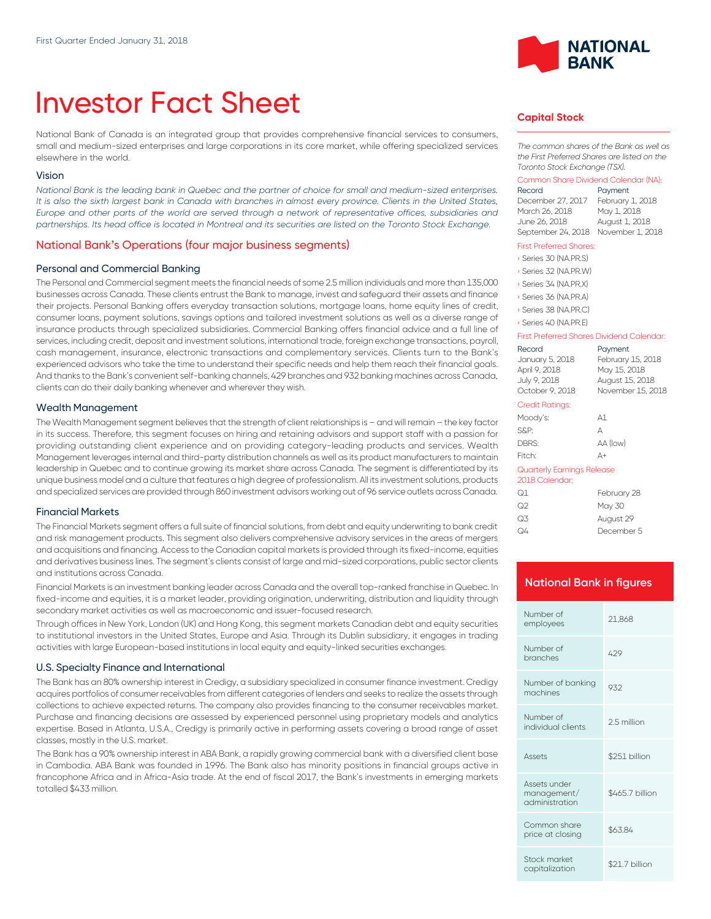First Quarter Ended January 31, 2018

# Investor Fact Sheet

National Bank of Canada is an integrated group that provides comprehensive financial services to consumers, small and medium-sized enterprises and large corporations in its core market, while offering specialized services elsewhere in the world.

### Vision

*National Bank is the leading bank in Quebec and the partner of choice for small and medium-sized enterprises. It is also the sixth largest bank in Canada with branches in almost every province. Clients in the United States, Europe and other parts of the world are served through a network of representative offices, subsidiaries and partnerships. Its head office is located in Montreal and its securities are listed on the Toronto Stock Exchange.*

## National Bank's Operations (four major business segments)

### Personal and Commercial Banking

The Personal and Commercial segment meets the financial needs of some 2.5 million individuals and more than 135,000 businesses across Canada. These clients entrust the Bank to manage, invest and safeguard their assets and finance their projects. Personal Banking offers everyday transaction solutions, mortgage loans, home equity lines of credit, consumer loans, payment solutions, savings options and tailored investment solutions as well as a diverse range of insurance products through specialized subsidiaries. Commercial Banking offers financial advice and a full line of services, including credit, deposit and investment solutions, international trade, foreign exchange transactions, payroll, cash management, insurance, electronic transactions and complementary services. Clients turn to the Bank's experienced advisors who take the time to understand their specific needs and help them reach their financial goals. And thanks to the Bank's convenient self-banking channels, 429 branches and 932 banking machines across Canada, clients can do their daily banking whenever and wherever they wish.

### Wealth Management

The Wealth Management segment believes that the strength of client relationships is – and will remain – the key factor in its success. Therefore, this segment focuses on hiring and retaining advisors and support staff with a passion for providing outstanding client experience and on providing category-leading products and services. Wealth Management leverages internal and third-party distribution channels as well as its product manufacturers to maintain leadership in Quebec and to continue growing its market share across Canada. The segment is differentiated by its unique business model and a culture that features a high degree of professionalism. All its investment solutions, products and specialized services are provided through 860 investment advisors working out of 96 service outlets across Canada.

### Financial Markets

The Financial Markets segment offers a full suite of financial solutions, from debt and equity underwriting to bank credit and risk management products. This segment also delivers comprehensive advisory services in the areas of mergers and acquisitions and financing. Access to the Canadian capital markets is provided through its fixed-income, equities and derivatives business lines. The segment's clients consist of large and mid-sized corporations, public sector clients and institutions across Canada.

Financial Markets is an investment banking leader across Canada and the overall top-ranked franchise in Quebec. In fixed-income and equities, it is a market leader, providing origination, underwriting, distribution and liquidity through secondary market activities as well as macroeconomic and issuer-focused research.

Through offices in New York, London (UK) and Hong Kong, this segment markets Canadian debt and equity securities to institutional investors in the United States, Europe and Asia. Through its Dublin subsidiary, it engages in trading activities with large European-based institutions in local equity and equity-linked securities exchanges.

### U.S. Specialty Finance and International

The Bank has an 80% ownership interest in Credigy, a subsidiary specialized in consumer finance investment. Credigy acquires portfolios of consumer receivables from different categories of lenders and seeks to realize the assets through collections to achieve expected returns. The company also provides financing to the consumer receivables market. Purchase and financing decisions are assessed by experienced personnel using proprietary models and analytics expertise. Based in Atlanta, U.S.A., Credigy is primarily active in performing assets covering a broad range of asset classes, mostly in the U.S. market.

The Bank has a 90% ownership interest in ABA Bank, a rapidly growing commercial bank with a diversified client base in Cambodia. ABA Bank was founded in 1996. The Bank also has minority positions in financial groups active in francophone Africa and in Africa-Asia trade. At the end of fiscal 2017, the Bank's investments in emerging markets totalled $433 million.

## Capital Stock

*The common shares of the Bank as well as the First Preferred Shares are listed on the Toronto Stock Exchange (TSX).*

Common Share Dividend Calendar (NA):

| Record | Payment |
|---|---|
| December 27, 2017 | February 1, 2018 |
| March 26, 2018 | May 1, 2018 |
| June 26, 2018 | August 1, 2018 |
| September 24, 2018 | November 1, 2018 |

First Preferred Shares:

- Series 30 (NA.PR.S)
- Series 32 (NA.PR.W)
- Series 34 (NA.PR.X)
- Series 36 (NA.PR.A)
- Series 38 (NA.PR.C)
- Series 40 (NA.PR.E)

First Preferred Shares Dividend Calendar:

| Record | Payment |
|---|---|
| January 5, 2018 | February 15, 2018 |
| April 9, 2018 | May 15, 2018 |
| July 9, 2018 | August 15, 2018 |
| October 9, 2018 | November 15, 2018 |

Credit Ratings:

| | |
|---|---|
| Moody's: | A1 |
| S&P: | A |
| DBRS: | AA (low) |
| Fitch: | A+ |

Quarterly Earnings Release 2018 Calendar:

| | |
|---|---|
| Q1 | February 28 |
| Q2 | May 30 |
| Q3 | August 29 |
| Q4 | December 5 |

## National Bank in figures

| | |
|---|---|
| Number of employees | 21,868 |
| Number of branches | 429 |
| Number of banking machines | 932 |
| Number of individual clients | 2.5 million |
| Assets | $251 billion |
| Assets under management/ administration | $465.7 billion |
| Common share price at closing | $63.84 |
| Stock market capitalization | $21.7 billion |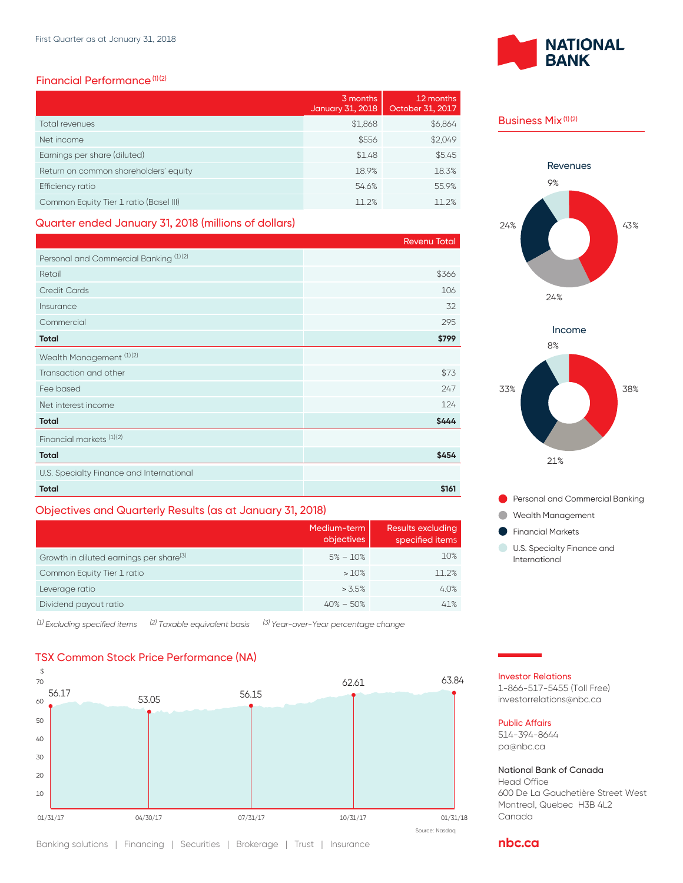First Quarter as at January 31, 2018

NATIONAL BANK

## Financial Performance [1][2]

| | 3 months January 31, 2018 | 12 months October 31, 2017 |
|---|---|---|
| Total revenues | $1,868 | $6,864 |
| Net income | $556 | $2,049 |
| Earnings per share (diluted) | $1.48 | $5.45 |
| Return on common shareholders' equity | 18.9% | 18.3% |
| Efficiency ratio | 54.6% | 55.9% |
| Common Equity Tier 1 ratio (Basel III) | 11.2% | 11.2% |

## Quarter ended January 31, 2018 (millions of dollars)

| | Revenu Total |
|---|---|
| Personal and Commercial Banking [1][2] | |
| Retail | $366 |
| Credit Cards | 106 |
| Insurance | 32 |
| Commercial | 295 |
| **Total** | **$799** |
| Wealth Management [1][2] | |
| Transaction and other | $73 |
| Fee based | 247 |
| Net interest income | 124 |
| **Total** | **$444** |
| Financial markets [1][2] | |
| **Total** | **$454** |
| U.S. Specialty Finance and International | |
| **Total** | **$161** |

## Objectives and Quarterly Results (as at January 31, 2018)

| | Medium-term objectives | Results excluding specified items |
|---|---|---|
| Growth in diluted earnings per share[3] | 5% – 10% | 10% |
| Common Equity Tier 1 ratio | > 10% | 11.2% |
| Leverage ratio | > 3.5% | 4.0% |
| Dividend payout ratio | 40% – 50% | 41% |

[1] *Excluding specified items* [2] *Taxable equivalent basis* [3] *Year-over-Year percentage change*

## Business Mix [1][2]

Revenues

43%
24%
24%
9%

Income

38%
21%
33%
8%

Personal and Commercial Banking
Wealth Management
Financial Markets
U.S. Specialty Finance and International

## TSX Common Stock Price Performance (NA)

$
70
60
50
40
30
20
10

56.17
53.05
56.15
62.61
63.84

01/31/17
04/30/17
07/31/17
10/31/17
01/31/18

Source: Nasdaq

Investor Relations
1-866-517-5455 (Toll Free)
investorrelations@nbc.ca

Public Affairs
514-394-8644
pa@nbc.ca

National Bank of Canada
Head Office
600 De La Gauchetière Street West
Montreal, Quebec H3B 4L2
Canada

Banking solutions | Financing | Securities | Brokerage | Trust | Insurance

nbc.ca